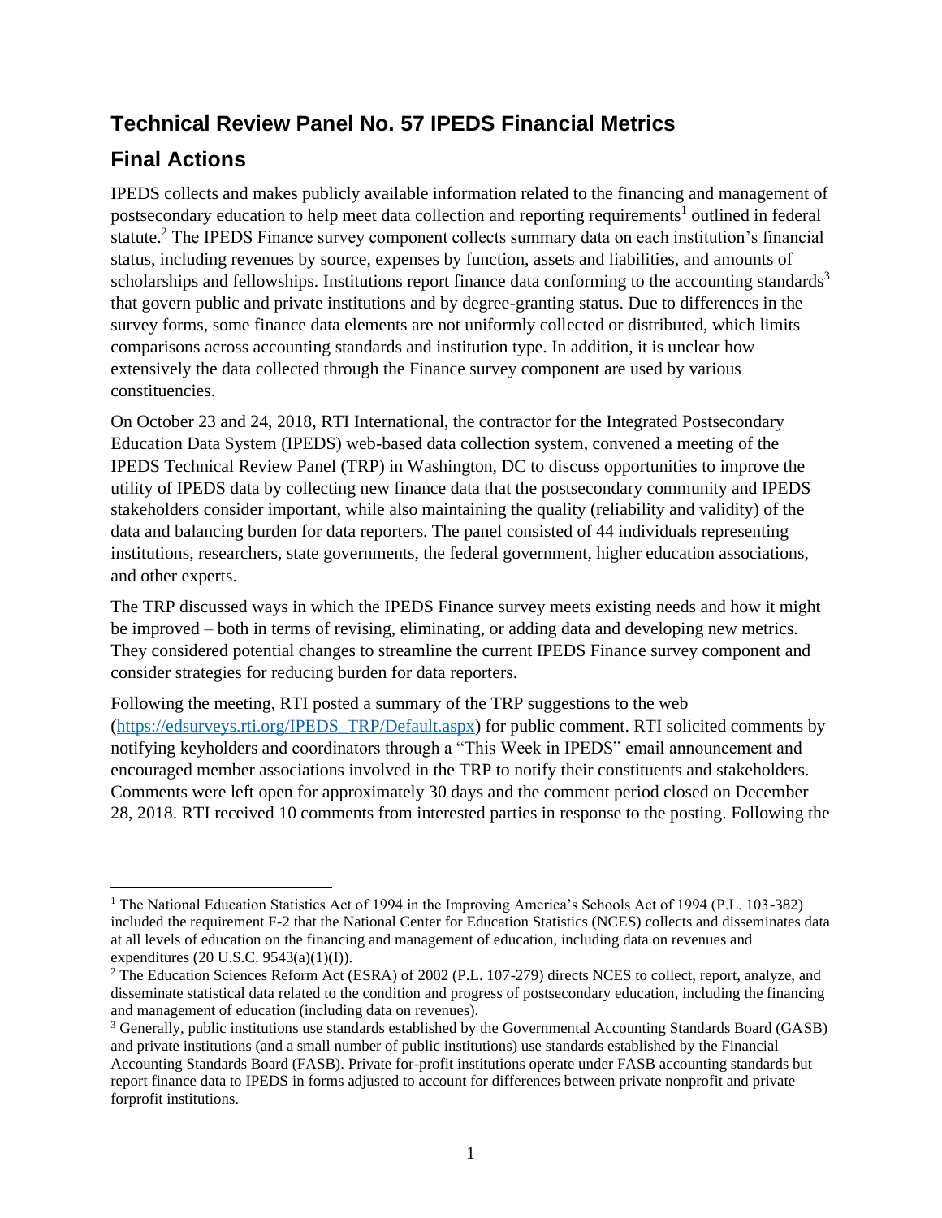# Technical Review Panel No. 57 IPEDS Financial Metrics

## Final Actions

IPEDS collects and makes publicly available information related to the financing and management of postsecondary education to help meet data collection and reporting requirements[1] outlined in federal statute.[2] The IPEDS Finance survey component collects summary data on each institution's financial status, including revenues by source, expenses by function, assets and liabilities, and amounts of scholarships and fellowships. Institutions report finance data conforming to the accounting standards[3] that govern public and private institutions and by degree-granting status. Due to differences in the survey forms, some finance data elements are not uniformly collected or distributed, which limits comparisons across accounting standards and institution type. In addition, it is unclear how extensively the data collected through the Finance survey component are used by various constituencies.

On October 23 and 24, 2018, RTI International, the contractor for the Integrated Postsecondary Education Data System (IPEDS) web-based data collection system, convened a meeting of the IPEDS Technical Review Panel (TRP) in Washington, DC to discuss opportunities to improve the utility of IPEDS data by collecting new finance data that the postsecondary community and IPEDS stakeholders consider important, while also maintaining the quality (reliability and validity) of the data and balancing burden for data reporters. The panel consisted of 44 individuals representing institutions, researchers, state governments, the federal government, higher education associations, and other experts.

The TRP discussed ways in which the IPEDS Finance survey meets existing needs and how it might be improved – both in terms of revising, eliminating, or adding data and developing new metrics. They considered potential changes to streamline the current IPEDS Finance survey component and consider strategies for reducing burden for data reporters.

Following the meeting, RTI posted a summary of the TRP suggestions to the web ([https://edsurveys.rti.org/IPEDS_TRP/Default.aspx](https://edsurveys.rti.org/IPEDS_TRP/Default.aspx)) for public comment. RTI solicited comments by notifying keyholders and coordinators through a "This Week in IPEDS" email announcement and encouraged member associations involved in the TRP to notify their constituents and stakeholders. Comments were left open for approximately 30 days and the comment period closed on December 28, 2018. RTI received 10 comments from interested parties in response to the posting. Following the

---

[1] The National Education Statistics Act of 1994 in the Improving America's Schools Act of 1994 (P.L. 103-382) included the requirement F-2 that the National Center for Education Statistics (NCES) collects and disseminates data at all levels of education on the financing and management of education, including data on revenues and expenditures (20 U.S.C. 9543(a)(1)(I)).

[2] The Education Sciences Reform Act (ESRA) of 2002 (P.L. 107-279) directs NCES to collect, report, analyze, and disseminate statistical data related to the condition and progress of postsecondary education, including the financing and management of education (including data on revenues).

[3] Generally, public institutions use standards established by the Governmental Accounting Standards Board (GASB) and private institutions (and a small number of public institutions) use standards established by the Financial Accounting Standards Board (FASB). Private for-profit institutions operate under FASB accounting standards but report finance data to IPEDS in forms adjusted to account for differences between private nonprofit and private forprofit institutions.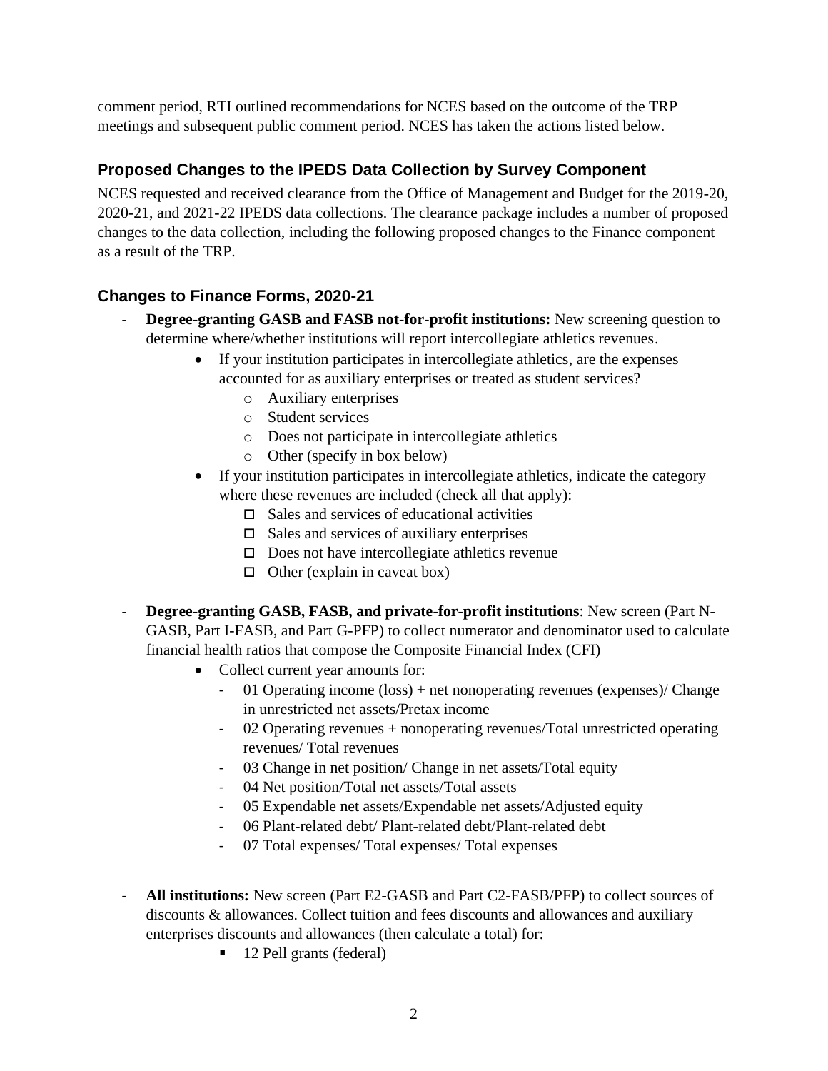comment period, RTI outlined recommendations for NCES based on the outcome of the TRP meetings and subsequent public comment period. NCES has taken the actions listed below.

## Proposed Changes to the IPEDS Data Collection by Survey Component

NCES requested and received clearance from the Office of Management and Budget for the 2019-20, 2020-21, and 2021-22 IPEDS data collections. The clearance package includes a number of proposed changes to the data collection, including the following proposed changes to the Finance component as a result of the TRP.

## Changes to Finance Forms, 2020-21

- **Degree-granting GASB and FASB not-for-profit institutions:** New screening question to determine where/whether institutions will report intercollegiate athletics revenues.
  - If your institution participates in intercollegiate athletics, are the expenses accounted for as auxiliary enterprises or treated as student services?
    - Auxiliary enterprises
    - Student services
    - Does not participate in intercollegiate athletics
    - Other (specify in box below)
  - If your institution participates in intercollegiate athletics, indicate the category where these revenues are included (check all that apply):
    - ☐ Sales and services of educational activities
    - ☐ Sales and services of auxiliary enterprises
    - ☐ Does not have intercollegiate athletics revenue
    - ☐ Other (explain in caveat box)

- **Degree-granting GASB, FASB, and private-for-profit institutions**: New screen (Part N-GASB, Part I-FASB, and Part G-PFP) to collect numerator and denominator used to calculate financial health ratios that compose the Composite Financial Index (CFI)
  - Collect current year amounts for:
    - 01 Operating income (loss) + net nonoperating revenues (expenses)/ Change in unrestricted net assets/Pretax income
    - 02 Operating revenues + nonoperating revenues/Total unrestricted operating revenues/ Total revenues
    - 03 Change in net position/ Change in net assets/Total equity
    - 04 Net position/Total net assets/Total assets
    - 05 Expendable net assets/Expendable net assets/Adjusted equity
    - 06 Plant-related debt/ Plant-related debt/Plant-related debt
    - 07 Total expenses/ Total expenses/ Total expenses

- **All institutions:** New screen (Part E2-GASB and Part C2-FASB/PFP) to collect sources of discounts & allowances. Collect tuition and fees discounts and allowances and auxiliary enterprises discounts and allowances (then calculate a total) for:
  - 12 Pell grants (federal)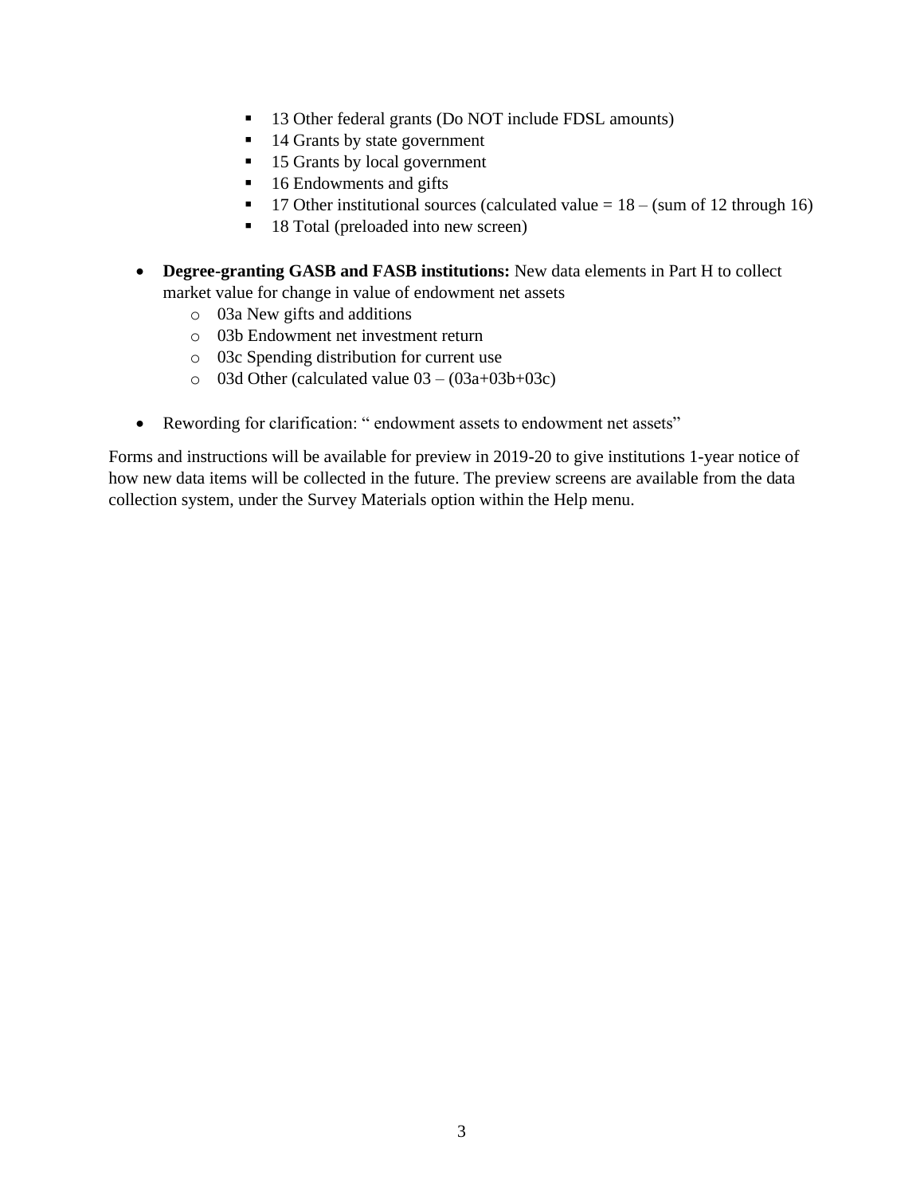- 13 Other federal grants (Do NOT include FDSL amounts)
    - 14 Grants by state government
    - 15 Grants by local government
    - 16 Endowments and gifts
    - 17 Other institutional sources (calculated value = 18 – (sum of 12 through 16)
    - 18 Total (preloaded into new screen)

- **Degree-granting GASB and FASB institutions:** New data elements in Part H to collect market value for change in value of endowment net assets
  - 03a New gifts and additions
  - 03b Endowment net investment return
  - 03c Spending distribution for current use
  - 03d Other (calculated value 03 – (03a+03b+03c)

- Rewording for clarification: " endowment assets to endowment net assets"

Forms and instructions will be available for preview in 2019-20 to give institutions 1-year notice of how new data items will be collected in the future. The preview screens are available from the data collection system, under the Survey Materials option within the Help menu.